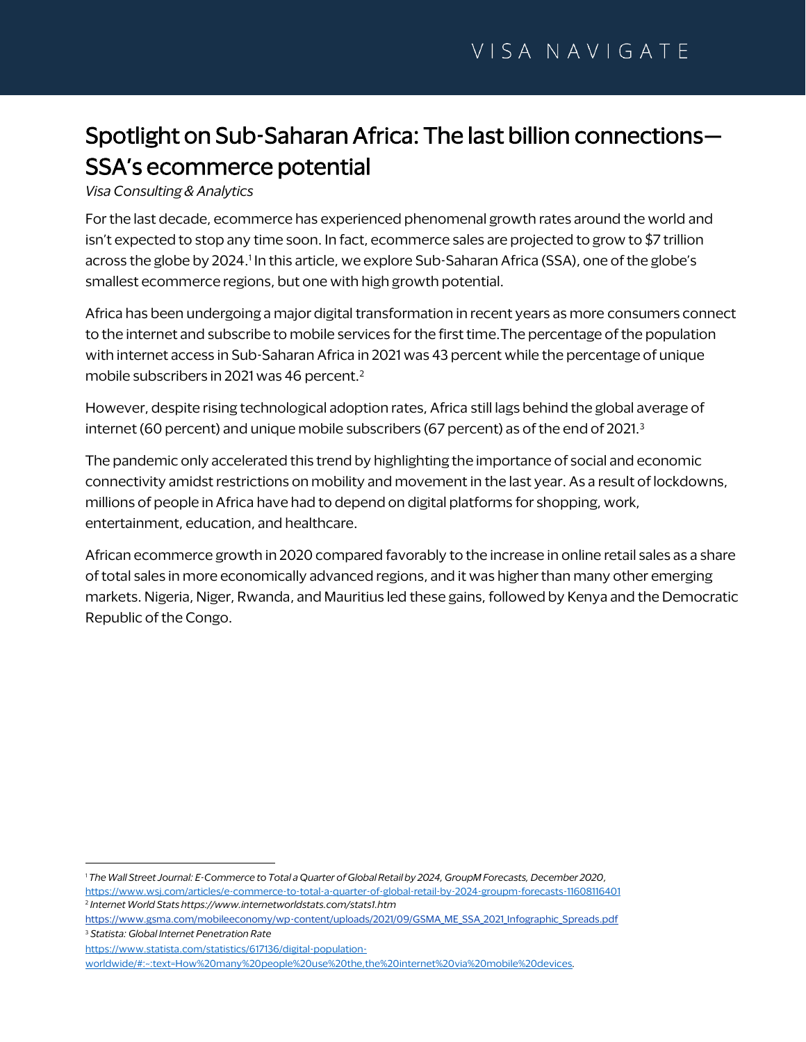# Spotlight on Sub-Saharan Africa: The last billion connections—SSA's ecommerce potential

*Visa Consulting & Analytics*

For the last decade, ecommerce has experienced phenomenal growth rates around the world and isn't expected to stop any time soon. In fact, ecommerce sales are projected to grow to $7 trillion across the globe by 2024.[1] In this article, we explore Sub-Saharan Africa (SSA), one of the globe's smallest ecommerce regions, but one with high growth potential.

Africa has been undergoing a major digital transformation in recent years as more consumers connect to the internet and subscribe to mobile services for the first time. The percentage of the population with internet access in Sub-Saharan Africa in 2021 was 43 percent while the percentage of unique mobile subscribers in 2021 was 46 percent.[2]

However, despite rising technological adoption rates, Africa still lags behind the global average of internet (60 percent) and unique mobile subscribers (67 percent) as of the end of 2021.[3]

The pandemic only accelerated this trend by highlighting the importance of social and economic connectivity amidst restrictions on mobility and movement in the last year. As a result of lockdowns, millions of people in Africa have had to depend on digital platforms for shopping, work, entertainment, education, and healthcare.

African ecommerce growth in 2020 compared favorably to the increase in online retail sales as a share of total sales in more economically advanced regions, and it was higher than many other emerging markets. Nigeria, Niger, Rwanda, and Mauritius led these gains, followed by Kenya and the Democratic Republic of the Congo.

---

[1] *The Wall Street Journal: E-Commerce to Total a Quarter of Global Retail by 2024, GroupM Forecasts, December 2020*, https://www.wsj.com/articles/e-commerce-to-total-a-quarter-of-global-retail-by-2024-groupm-forecasts-11608116401

[2] *Internet World Stats https://www.internetworldstats.com/stats1.htm* https://www.gsma.com/mobileeconomy/wp-content/uploads/2021/09/GSMA_ME_SSA_2021_Infographic_Spreads.pdf

[3] *Statista: Global Internet Penetration Rate* https://www.statista.com/statistics/617136/digital-population-worldwide/#:~:text=How%20many%20people%20use%20the,the%20internet%20via%20mobile%20devices.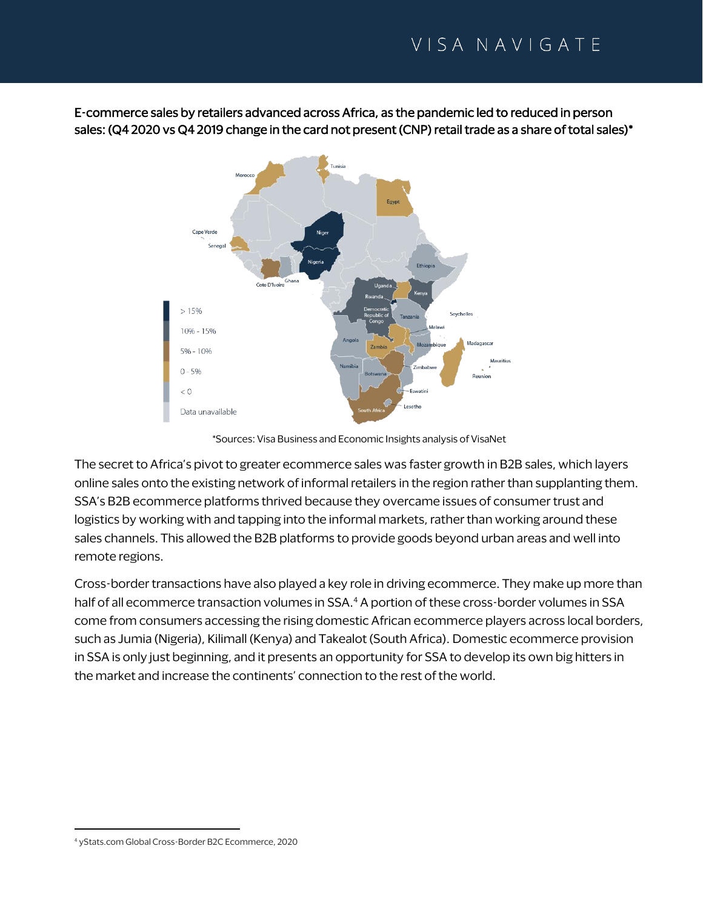E-commerce sales by retailers advanced across Africa, as the pandemic led to reduced in person sales: (Q4 2020 vs Q4 2019 change in the card not present (CNP) retail trade as a share of total sales)*

*Sources: Visa Business and Economic Insights analysis of VisaNet

The secret to Africa's pivot to greater ecommerce sales was faster growth in B2B sales, which layers online sales onto the existing network of informal retailers in the region rather than supplanting them. SSA's B2B ecommerce platforms thrived because they overcame issues of consumer trust and logistics by working with and tapping into the informal markets, rather than working around these sales channels. This allowed the B2B platforms to provide goods beyond urban areas and well into remote regions.

Cross-border transactions have also played a key role in driving ecommerce. They make up more than half of all ecommerce transaction volumes in SSA.[4] A portion of these cross-border volumes in SSA come from consumers accessing the rising domestic African ecommerce players across local borders, such as Jumia (Nigeria), Kilimall (Kenya) and Takealot (South Africa). Domestic ecommerce provision in SSA is only just beginning, and it presents an opportunity for SSA to develop its own big hitters in the market and increase the continents' connection to the rest of the world.

[4] yStats.com Global Cross-Border B2C Ecommerce, 2020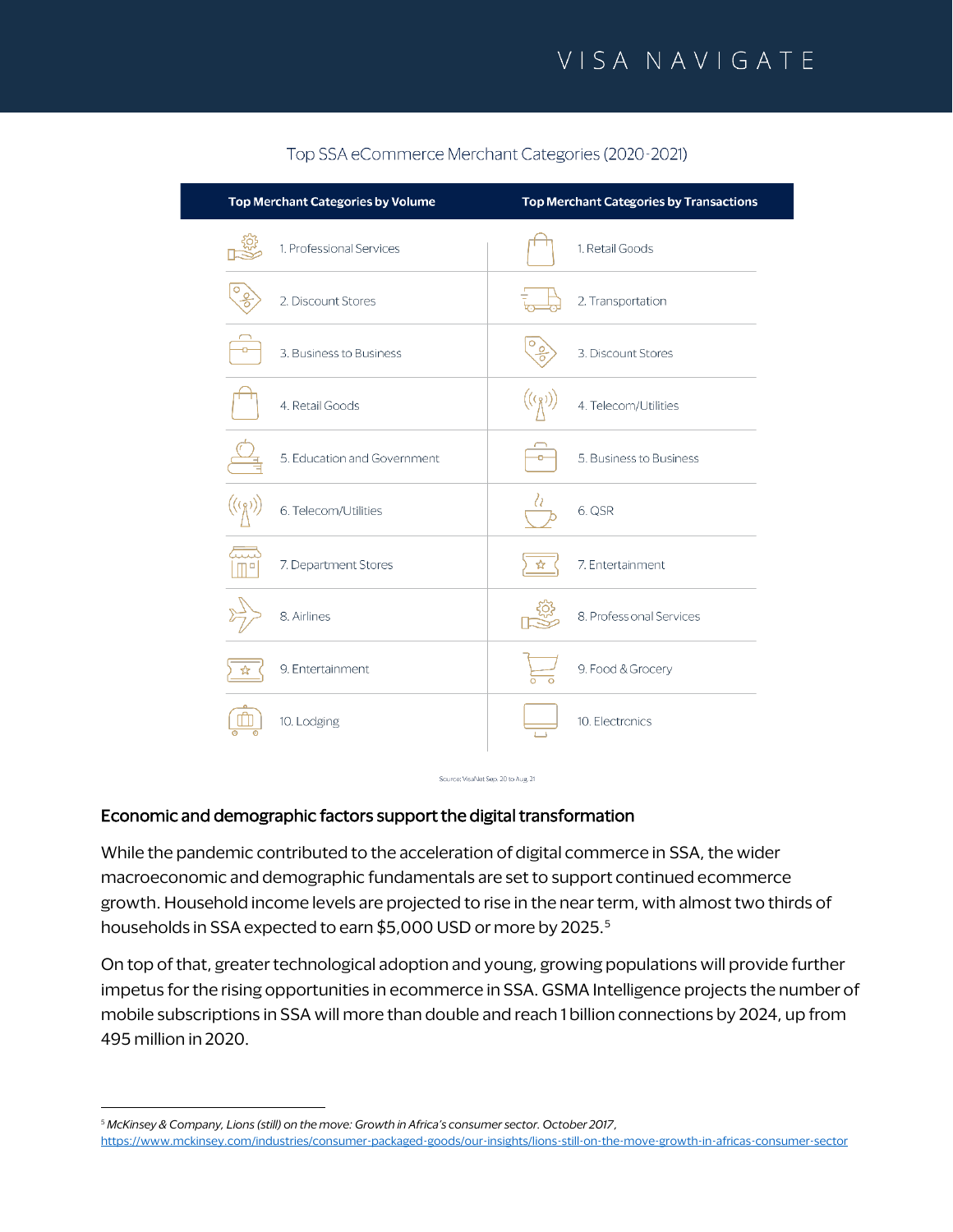Top SSA eCommerce Merchant Categories (2020-2021)

| Top Merchant Categories by Volume | Top Merchant Categories by Transactions |
|---|---|
| 1. Professional Services | 1. Retail Goods |
| 2. Discount Stores | 2. Transportation |
| 3. Business to Business | 3. Discount Stores |
| 4. Retail Goods | 4. Telecom/Utilities |
| 5. Education and Government | 5. Business to Business |
| 6. Telecom/Utilities | 6. QSR |
| 7. Department Stores | 7. Entertainment |
| 8. Airlines | 8. Professional Services |
| 9. Entertainment | 9. Food & Grocery |
| 10. Lodging | 10. Electronics |

Source: VisaNet Sep. 20 to Aug. 21

## Economic and demographic factors support the digital transformation

While the pandemic contributed to the acceleration of digital commerce in SSA, the wider macroeconomic and demographic fundamentals are set to support continued ecommerce growth. Household income levels are projected to rise in the near term, with almost two thirds of households in SSA expected to earn $5,000 USD or more by 2025.[5]

On top of that, greater technological adoption and young, growing populations will provide further impetus for the rising opportunities in ecommerce in SSA. GSMA Intelligence projects the number of mobile subscriptions in SSA will more than double and reach 1 billion connections by 2024, up from 495 million in 2020.

---

[5] *McKinsey & Company, Lions (still) on the move: Growth in Africa's consumer sector. October 2017*, https://www.mckinsey.com/industries/consumer-packaged-goods/our-insights/lions-still-on-the-move-growth-in-africas-consumer-sector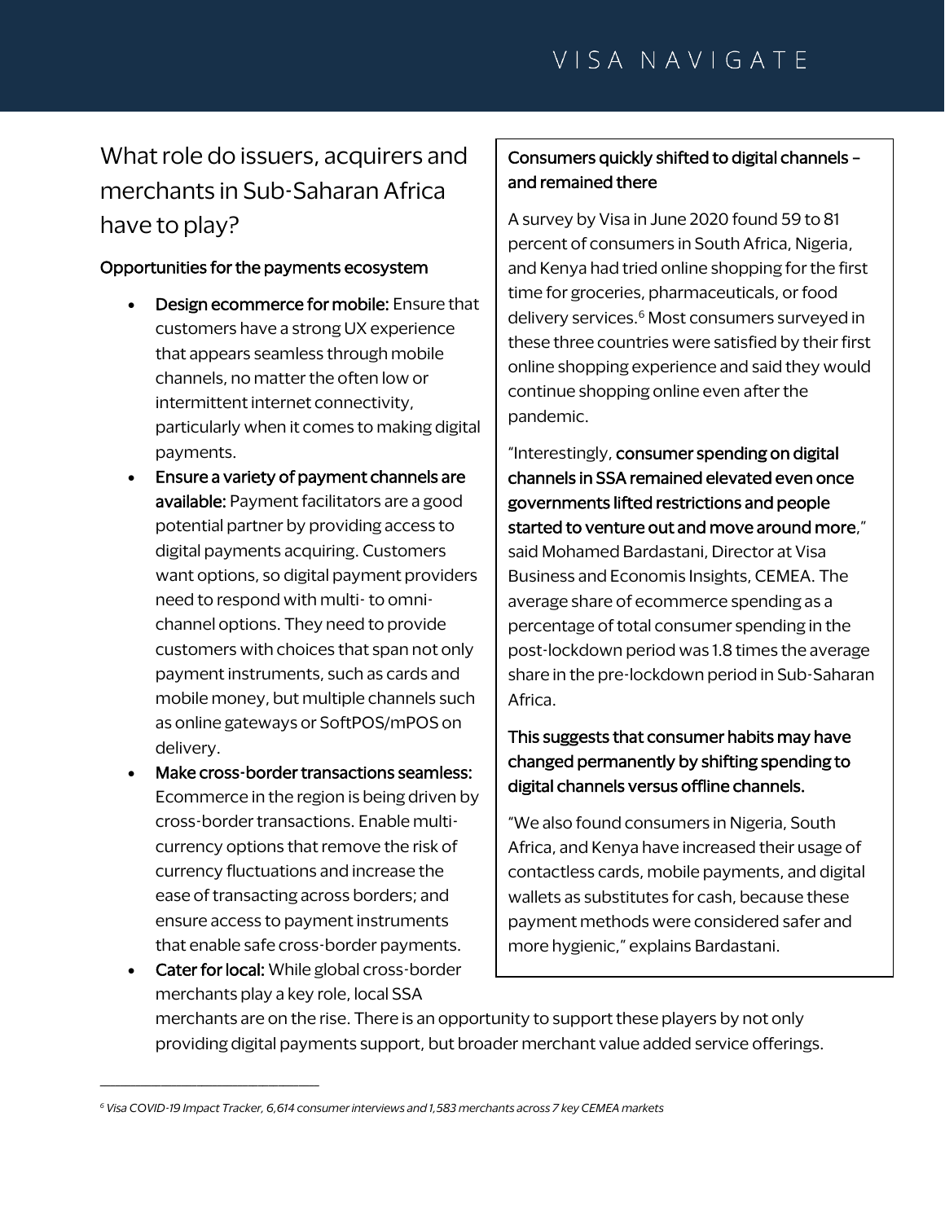## What role do issuers, acquirers and merchants in Sub-Saharan Africa have to play?

**Opportunities for the payments ecosystem**

- **Design ecommerce for mobile:** Ensure that customers have a strong UX experience that appears seamless through mobile channels, no matter the often low or intermittent internet connectivity, particularly when it comes to making digital payments.
- **Ensure a variety of payment channels are available:** Payment facilitators are a good potential partner by providing access to digital payments acquiring. Customers want options, so digital payment providers need to respond with multi- to omni-channel options. They need to provide customers with choices that span not only payment instruments, such as cards and mobile money, but multiple channels such as online gateways or SoftPOS/mPOS on delivery.
- **Make cross-border transactions seamless:** Ecommerce in the region is being driven by cross-border transactions. Enable multi-currency options that remove the risk of currency fluctuations and increase the ease of transacting across borders; and ensure access to payment instruments that enable safe cross-border payments.
- **Cater for local:** While global cross-border merchants play a key role, local SSA merchants are on the rise. There is an opportunity to support these players by not only providing digital payments support, but broader merchant value added service offerings.

**Consumers quickly shifted to digital channels – and remained there**

A survey by Visa in June 2020 found 59 to 81 percent of consumers in South Africa, Nigeria, and Kenya had tried online shopping for the first time for groceries, pharmaceuticals, or food delivery services.[6] Most consumers surveyed in these three countries were satisfied by their first online shopping experience and said they would continue shopping online even after the pandemic.

"Interestingly, **consumer spending on digital channels in SSA remained elevated even once governments lifted restrictions and people started to venture out and move around more**," said Mohamed Bardastani, Director at Visa Business and Economis Insights, CEMEA. The average share of ecommerce spending as a percentage of total consumer spending in the post-lockdown period was 1.8 times the average share in the pre-lockdown period in Sub-Saharan Africa.

**This suggests that consumer habits may have changed permanently by shifting spending to digital channels versus offline channels.**

"We also found consumers in Nigeria, South Africa, and Kenya have increased their usage of contactless cards, mobile payments, and digital wallets as substitutes for cash, because these payment methods were considered safer and more hygienic," explains Bardastani.

---

*[6] Visa COVID-19 Impact Tracker, 6,614 consumer interviews and 1,583 merchants across 7 key CEMEA markets*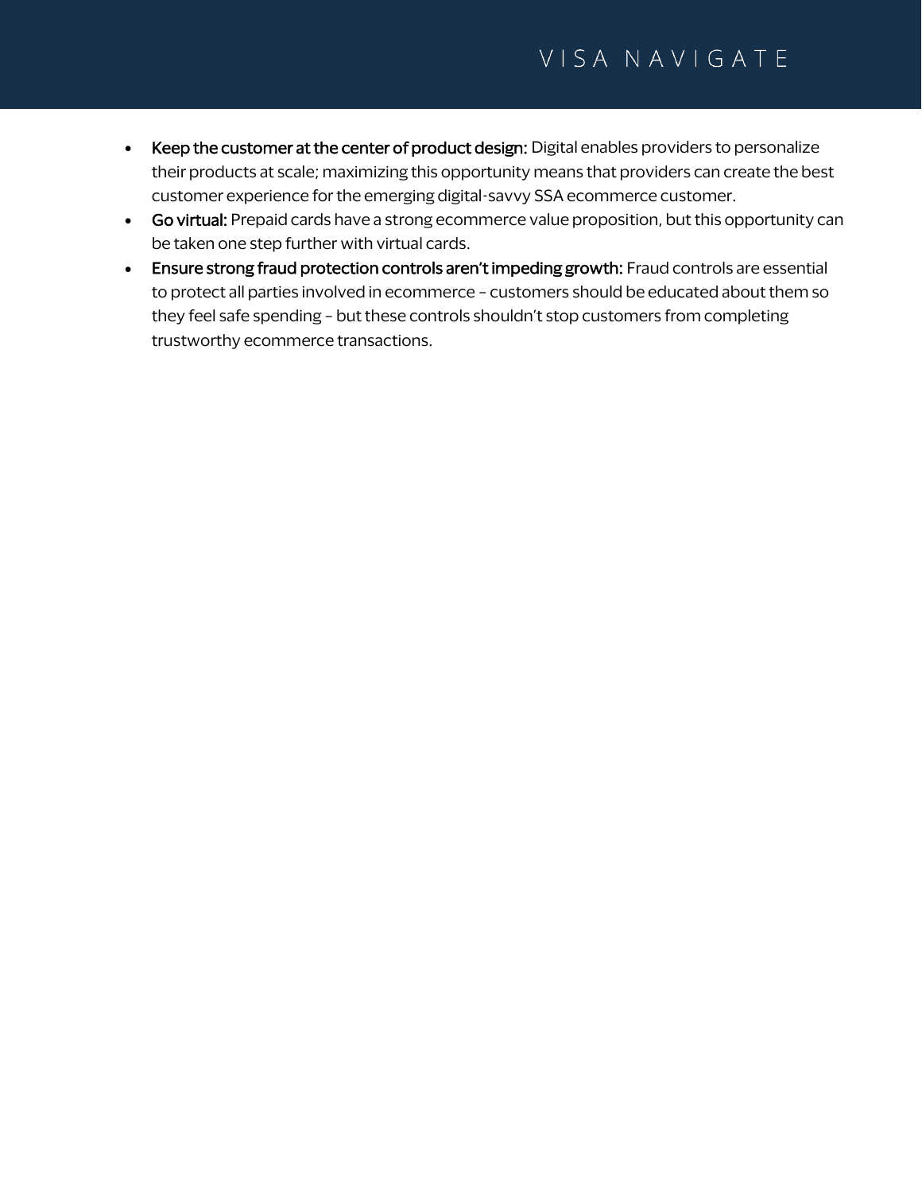- **Keep the customer at the center of product design:** Digital enables providers to personalize their products at scale; maximizing this opportunity means that providers can create the best customer experience for the emerging digital-savvy SSA ecommerce customer.
- **Go virtual:** Prepaid cards have a strong ecommerce value proposition, but this opportunity can be taken one step further with virtual cards.
- **Ensure strong fraud protection controls aren't impeding growth:** Fraud controls are essential to protect all parties involved in ecommerce – customers should be educated about them so they feel safe spending – but these controls shouldn't stop customers from completing trustworthy ecommerce transactions.